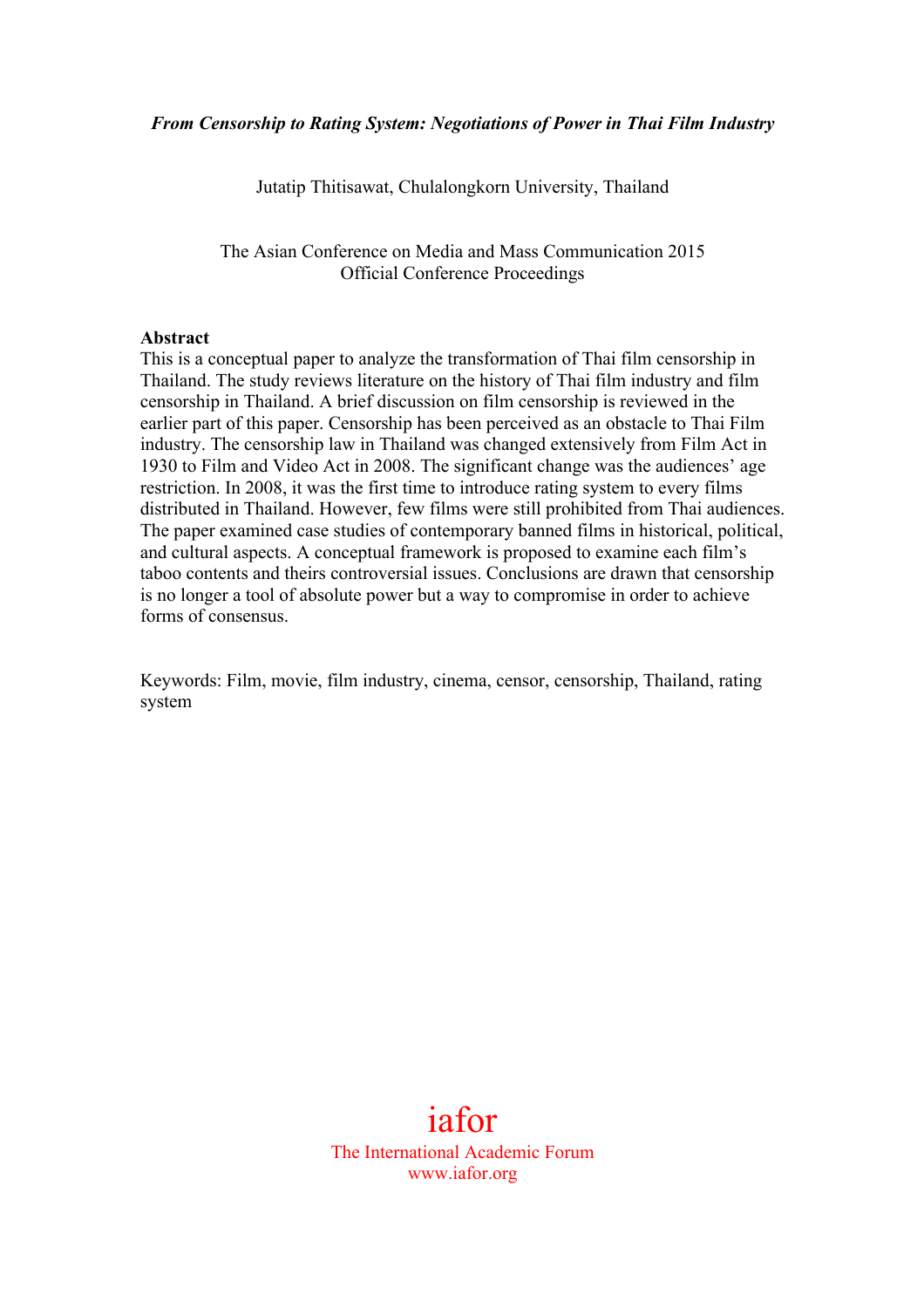*From Censorship to Rating System: Negotiations of Power in Thai Film Industry*

Jutatip Thitisawat, Chulalongkorn University, Thailand

The Asian Conference on Media and Mass Communication 2015
Official Conference Proceedings

**Abstract**

This is a conceptual paper to analyze the transformation of Thai film censorship in Thailand. The study reviews literature on the history of Thai film industry and film censorship in Thailand. A brief discussion on film censorship is reviewed in the earlier part of this paper. Censorship has been perceived as an obstacle to Thai Film industry. The censorship law in Thailand was changed extensively from Film Act in 1930 to Film and Video Act in 2008. The significant change was the audiences' age restriction. In 2008, it was the first time to introduce rating system to every films distributed in Thailand. However, few films were still prohibited from Thai audiences. The paper examined case studies of contemporary banned films in historical, political, and cultural aspects. A conceptual framework is proposed to examine each film's taboo contents and theirs controversial issues. Conclusions are drawn that censorship is no longer a tool of absolute power but a way to compromise in order to achieve forms of consensus.

Keywords: Film, movie, film industry, cinema, censor, censorship, Thailand, rating system

iafor
The International Academic Forum
www.iafor.org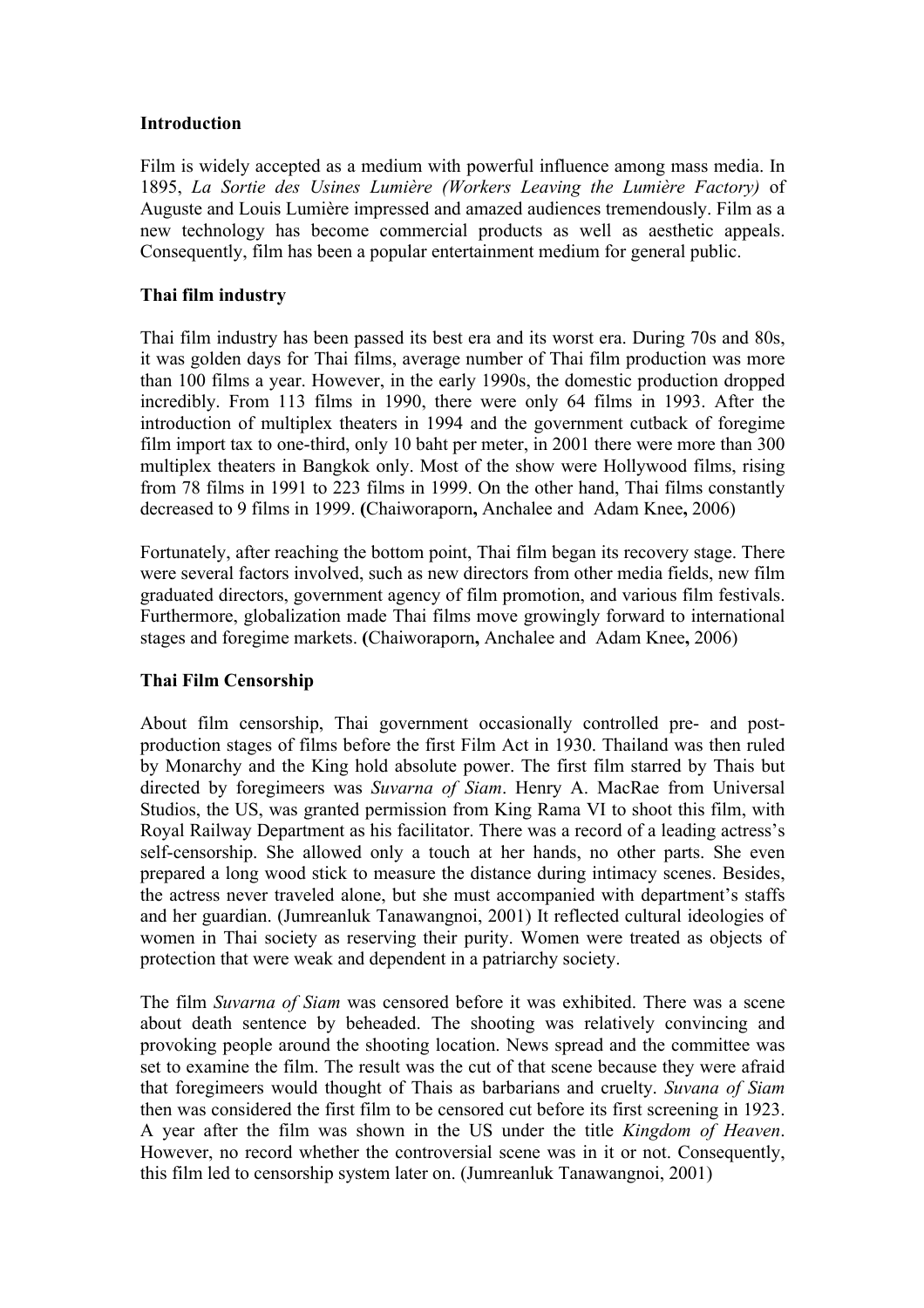**Introduction**

Film is widely accepted as a medium with powerful influence among mass media. In 1895, *La Sortie des Usines Lumière (Workers Leaving the Lumière Factory)* of Auguste and Louis Lumière impressed and amazed audiences tremendously. Film as a new technology has become commercial products as well as aesthetic appeals. Consequently, film has been a popular entertainment medium for general public.

**Thai film industry**

Thai film industry has been passed its best era and its worst era. During 70s and 80s, it was golden days for Thai films, average number of Thai film production was more than 100 films a year. However, in the early 1990s, the domestic production dropped incredibly. From 113 films in 1990, there were only 64 films in 1993. After the introduction of multiplex theaters in 1994 and the government cutback of foregime film import tax to one-third, only 10 baht per meter, in 2001 there were more than 300 multiplex theaters in Bangkok only. Most of the show were Hollywood films, rising from 78 films in 1991 to 223 films in 1999. On the other hand, Thai films constantly decreased to 9 films in 1999. **(**Chaiworaporn**,** Anchalee and Adam Knee**,** 2006)

Fortunately, after reaching the bottom point, Thai film began its recovery stage. There were several factors involved, such as new directors from other media fields, new film graduated directors, government agency of film promotion, and various film festivals. Furthermore, globalization made Thai films move growingly forward to international stages and foregime markets. **(**Chaiworaporn**,** Anchalee and Adam Knee**,** 2006)

**Thai Film Censorship**

About film censorship, Thai government occasionally controlled pre- and post-production stages of films before the first Film Act in 1930. Thailand was then ruled by Monarchy and the King hold absolute power. The first film starred by Thais but directed by foregimeers was *Suvarna of Siam*. Henry A. MacRae from Universal Studios, the US, was granted permission from King Rama VI to shoot this film, with Royal Railway Department as his facilitator. There was a record of a leading actress's self-censorship. She allowed only a touch at her hands, no other parts. She even prepared a long wood stick to measure the distance during intimacy scenes. Besides, the actress never traveled alone, but she must accompanied with department's staffs and her guardian. (Jumreanluk Tanawangnoi, 2001) It reflected cultural ideologies of women in Thai society as reserving their purity. Women were treated as objects of protection that were weak and dependent in a patriarchy society.

The film *Suvarna of Siam* was censored before it was exhibited. There was a scene about death sentence by beheaded. The shooting was relatively convincing and provoking people around the shooting location. News spread and the committee was set to examine the film. The result was the cut of that scene because they were afraid that foregimeers would thought of Thais as barbarians and cruelty. *Suvana of Siam* then was considered the first film to be censored cut before its first screening in 1923. A year after the film was shown in the US under the title *Kingdom of Heaven*. However, no record whether the controversial scene was in it or not. Consequently, this film led to censorship system later on. (Jumreanluk Tanawangnoi, 2001)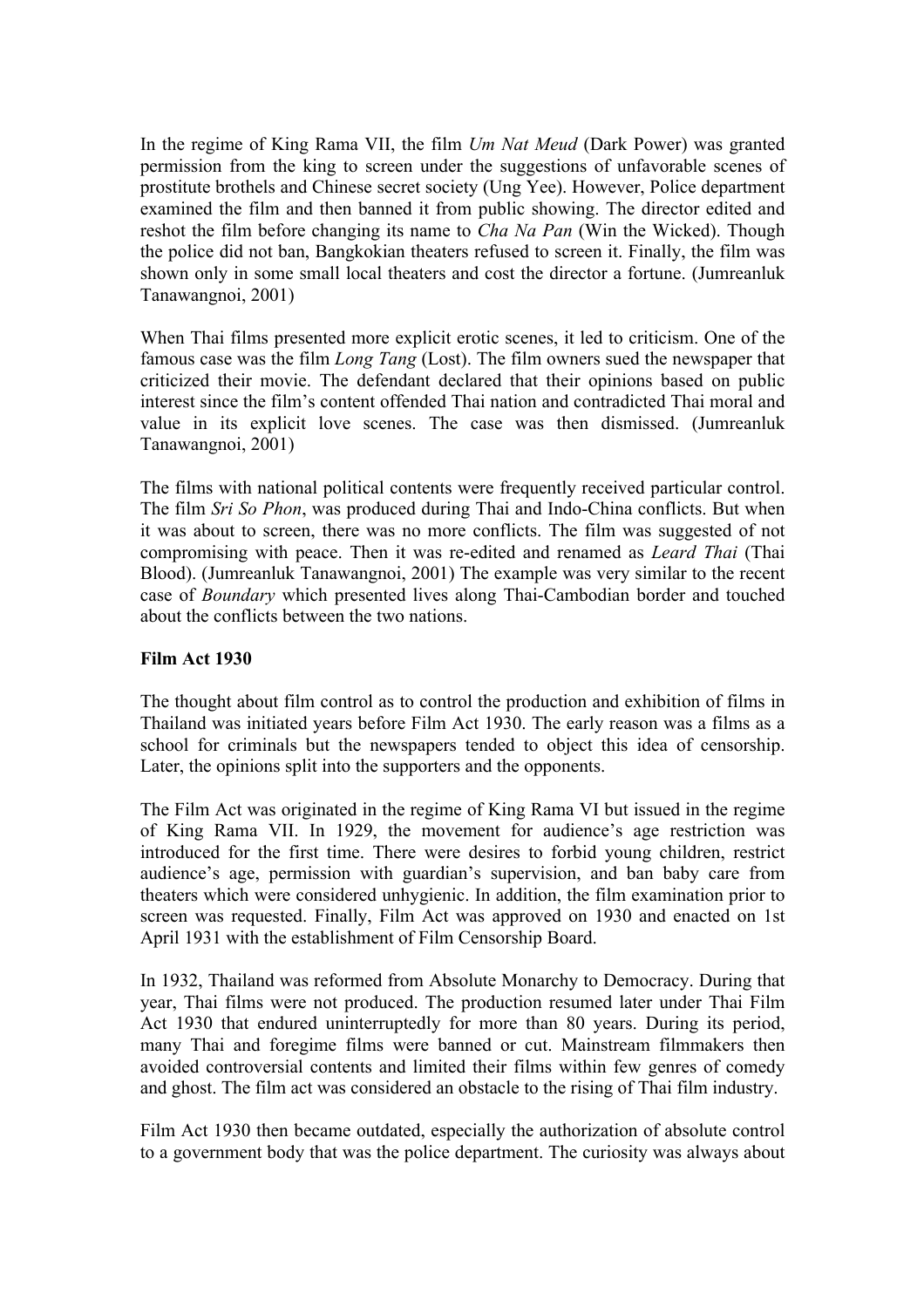In the regime of King Rama VII, the film *Um Nat Meud* (Dark Power) was granted permission from the king to screen under the suggestions of unfavorable scenes of prostitute brothels and Chinese secret society (Ung Yee). However, Police department examined the film and then banned it from public showing. The director edited and reshot the film before changing its name to *Cha Na Pan* (Win the Wicked). Though the police did not ban, Bangkokian theaters refused to screen it. Finally, the film was shown only in some small local theaters and cost the director a fortune. (Jumreanluk Tanawangnoi, 2001)

When Thai films presented more explicit erotic scenes, it led to criticism. One of the famous case was the film *Long Tang* (Lost). The film owners sued the newspaper that criticized their movie. The defendant declared that their opinions based on public interest since the film's content offended Thai nation and contradicted Thai moral and value in its explicit love scenes. The case was then dismissed. (Jumreanluk Tanawangnoi, 2001)

The films with national political contents were frequently received particular control. The film *Sri So Phon*, was produced during Thai and Indo-China conflicts. But when it was about to screen, there was no more conflicts. The film was suggested of not compromising with peace. Then it was re-edited and renamed as *Leard Thai* (Thai Blood). (Jumreanluk Tanawangnoi, 2001) The example was very similar to the recent case of *Boundary* which presented lives along Thai-Cambodian border and touched about the conflicts between the two nations.

**Film Act 1930**

The thought about film control as to control the production and exhibition of films in Thailand was initiated years before Film Act 1930. The early reason was a films as a school for criminals but the newspapers tended to object this idea of censorship. Later, the opinions split into the supporters and the opponents.

The Film Act was originated in the regime of King Rama VI but issued in the regime of King Rama VII. In 1929, the movement for audience's age restriction was introduced for the first time. There were desires to forbid young children, restrict audience's age, permission with guardian's supervision, and ban baby care from theaters which were considered unhygienic. In addition, the film examination prior to screen was requested. Finally, Film Act was approved on 1930 and enacted on 1st April 1931 with the establishment of Film Censorship Board.

In 1932, Thailand was reformed from Absolute Monarchy to Democracy. During that year, Thai films were not produced. The production resumed later under Thai Film Act 1930 that endured uninterruptedly for more than 80 years. During its period, many Thai and foregime films were banned or cut. Mainstream filmmakers then avoided controversial contents and limited their films within few genres of comedy and ghost. The film act was considered an obstacle to the rising of Thai film industry.

Film Act 1930 then became outdated, especially the authorization of absolute control to a government body that was the police department. The curiosity was always about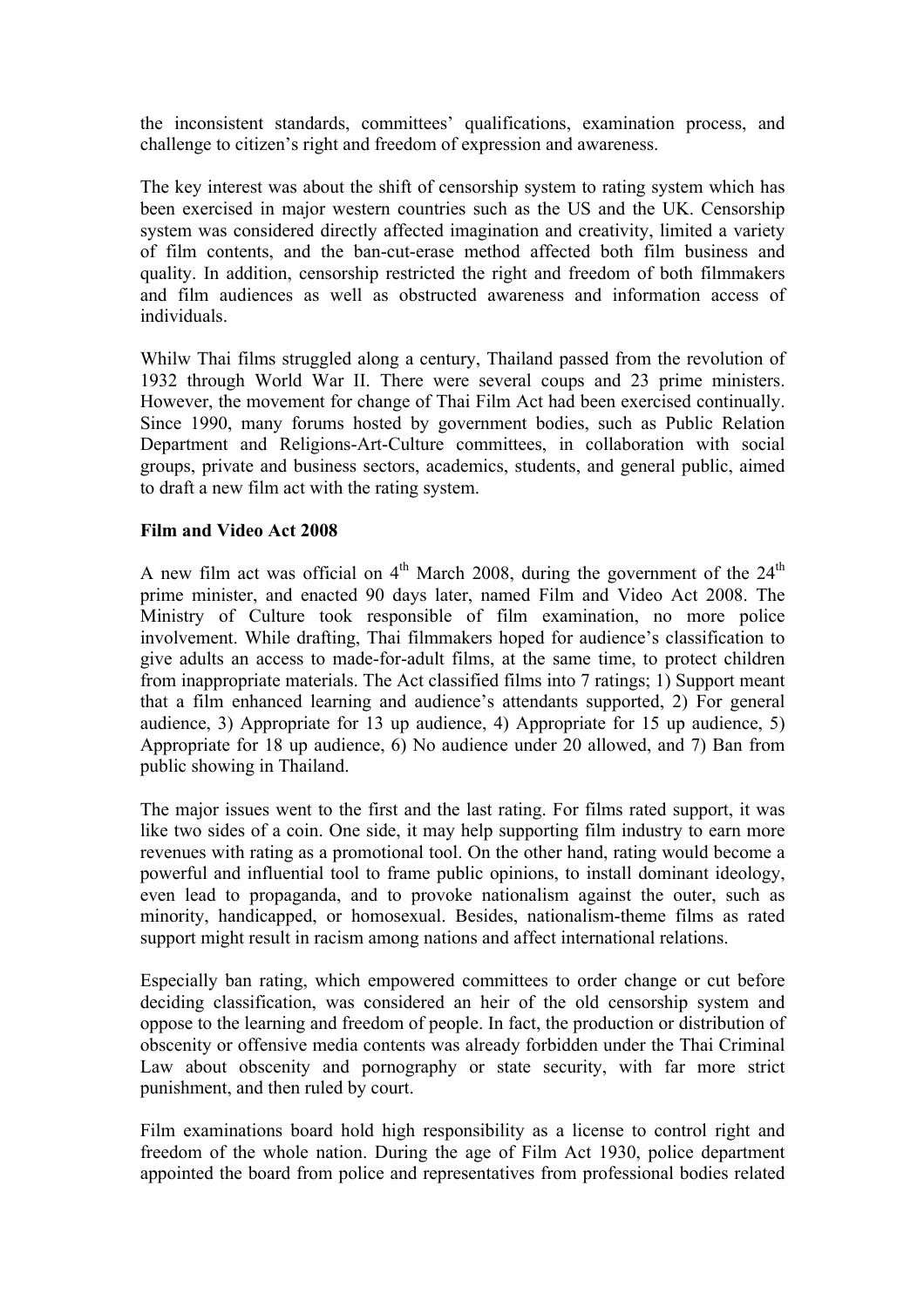the inconsistent standards, committees' qualifications, examination process, and challenge to citizen's right and freedom of expression and awareness.

The key interest was about the shift of censorship system to rating system which has been exercised in major western countries such as the US and the UK. Censorship system was considered directly affected imagination and creativity, limited a variety of film contents, and the ban-cut-erase method affected both film business and quality. In addition, censorship restricted the right and freedom of both filmmakers and film audiences as well as obstructed awareness and information access of individuals.

Whilw Thai films struggled along a century, Thailand passed from the revolution of 1932 through World War II. There were several coups and 23 prime ministers. However, the movement for change of Thai Film Act had been exercised continually. Since 1990, many forums hosted by government bodies, such as Public Relation Department and Religions-Art-Culture committees, in collaboration with social groups, private and business sectors, academics, students, and general public, aimed to draft a new film act with the rating system.

**Film and Video Act 2008**

A new film act was official on 4th March 2008, during the government of the 24th prime minister, and enacted 90 days later, named Film and Video Act 2008. The Ministry of Culture took responsible of film examination, no more police involvement. While drafting, Thai filmmakers hoped for audience's classification to give adults an access to made-for-adult films, at the same time, to protect children from inappropriate materials. The Act classified films into 7 ratings; 1) Support meant that a film enhanced learning and audience's attendants supported, 2) For general audience, 3) Appropriate for 13 up audience, 4) Appropriate for 15 up audience, 5) Appropriate for 18 up audience, 6) No audience under 20 allowed, and 7) Ban from public showing in Thailand.

The major issues went to the first and the last rating. For films rated support, it was like two sides of a coin. One side, it may help supporting film industry to earn more revenues with rating as a promotional tool. On the other hand, rating would become a powerful and influential tool to frame public opinions, to install dominant ideology, even lead to propaganda, and to provoke nationalism against the outer, such as minority, handicapped, or homosexual. Besides, nationalism-theme films as rated support might result in racism among nations and affect international relations.

Especially ban rating, which empowered committees to order change or cut before deciding classification, was considered an heir of the old censorship system and oppose to the learning and freedom of people. In fact, the production or distribution of obscenity or offensive media contents was already forbidden under the Thai Criminal Law about obscenity and pornography or state security, with far more strict punishment, and then ruled by court.

Film examinations board hold high responsibility as a license to control right and freedom of the whole nation. During the age of Film Act 1930, police department appointed the board from police and representatives from professional bodies related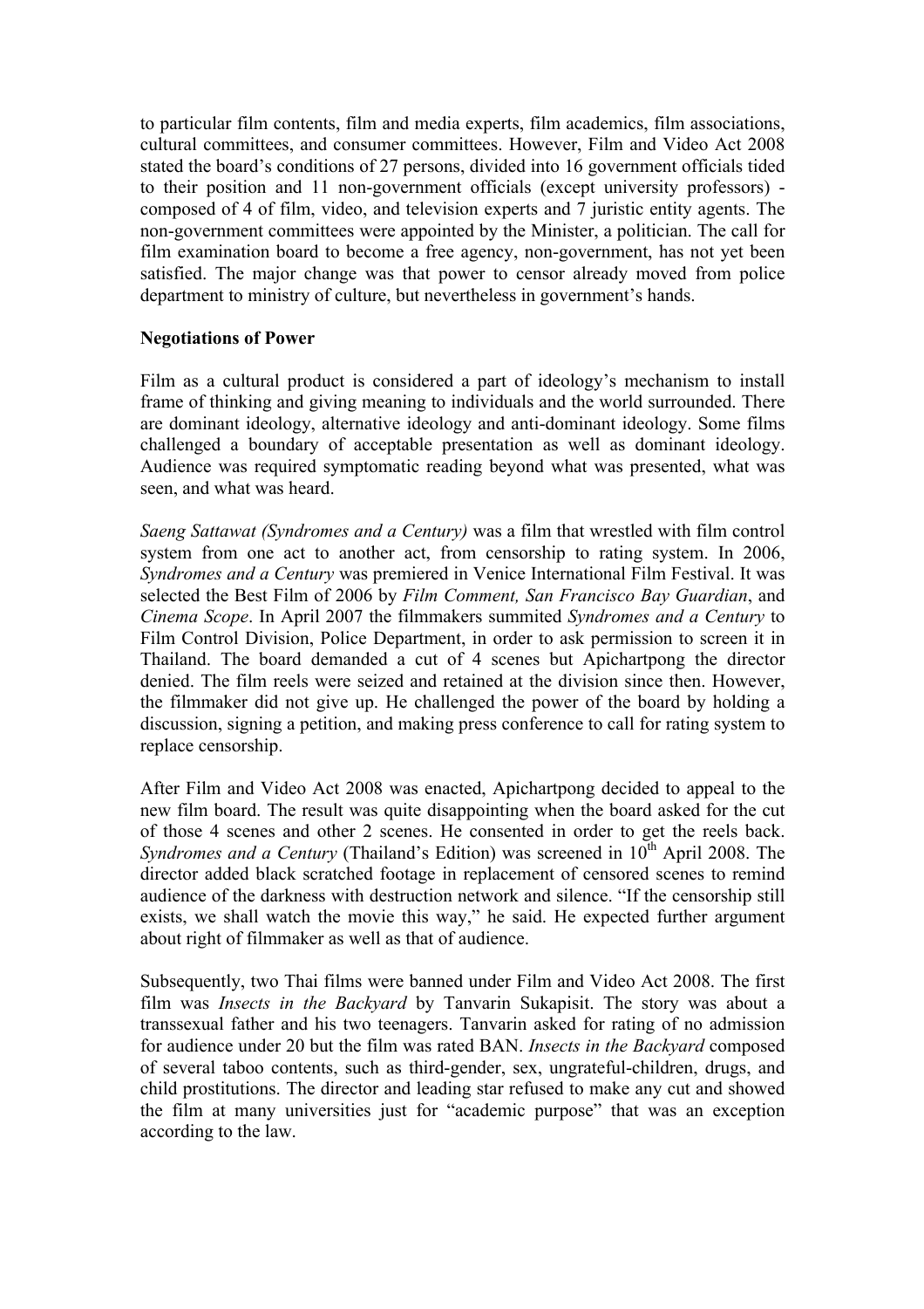to particular film contents, film and media experts, film academics, film associations, cultural committees, and consumer committees. However, Film and Video Act 2008 stated the board's conditions of 27 persons, divided into 16 government officials tided to their position and 11 non-government officials (except university professors) - composed of 4 of film, video, and television experts and 7 juristic entity agents. The non-government committees were appointed by the Minister, a politician. The call for film examination board to become a free agency, non-government, has not yet been satisfied. The major change was that power to censor already moved from police department to ministry of culture, but nevertheless in government's hands.

**Negotiations of Power**

Film as a cultural product is considered a part of ideology's mechanism to install frame of thinking and giving meaning to individuals and the world surrounded. There are dominant ideology, alternative ideology and anti-dominant ideology. Some films challenged a boundary of acceptable presentation as well as dominant ideology. Audience was required symptomatic reading beyond what was presented, what was seen, and what was heard.

*Saeng Sattawat (Syndromes and a Century)* was a film that wrestled with film control system from one act to another act, from censorship to rating system. In 2006, *Syndromes and a Century* was premiered in Venice International Film Festival. It was selected the Best Film of 2006 by *Film Comment, San Francisco Bay Guardian*, and *Cinema Scope*. In April 2007 the filmmakers summited *Syndromes and a Century* to Film Control Division, Police Department, in order to ask permission to screen it in Thailand. The board demanded a cut of 4 scenes but Apichartpong the director denied. The film reels were seized and retained at the division since then. However, the filmmaker did not give up. He challenged the power of the board by holding a discussion, signing a petition, and making press conference to call for rating system to replace censorship.

After Film and Video Act 2008 was enacted, Apichartpong decided to appeal to the new film board. The result was quite disappointing when the board asked for the cut of those 4 scenes and other 2 scenes. He consented in order to get the reels back. *Syndromes and a Century* (Thailand's Edition) was screened in 10th April 2008. The director added black scratched footage in replacement of censored scenes to remind audience of the darkness with destruction network and silence. "If the censorship still exists, we shall watch the movie this way," he said. He expected further argument about right of filmmaker as well as that of audience.

Subsequently, two Thai films were banned under Film and Video Act 2008. The first film was *Insects in the Backyard* by Tanvarin Sukapisit. The story was about a transsexual father and his two teenagers. Tanvarin asked for rating of no admission for audience under 20 but the film was rated BAN. *Insects in the Backyard* composed of several taboo contents, such as third-gender, sex, ungrateful-children, drugs, and child prostitutions. The director and leading star refused to make any cut and showed the film at many universities just for "academic purpose" that was an exception according to the law.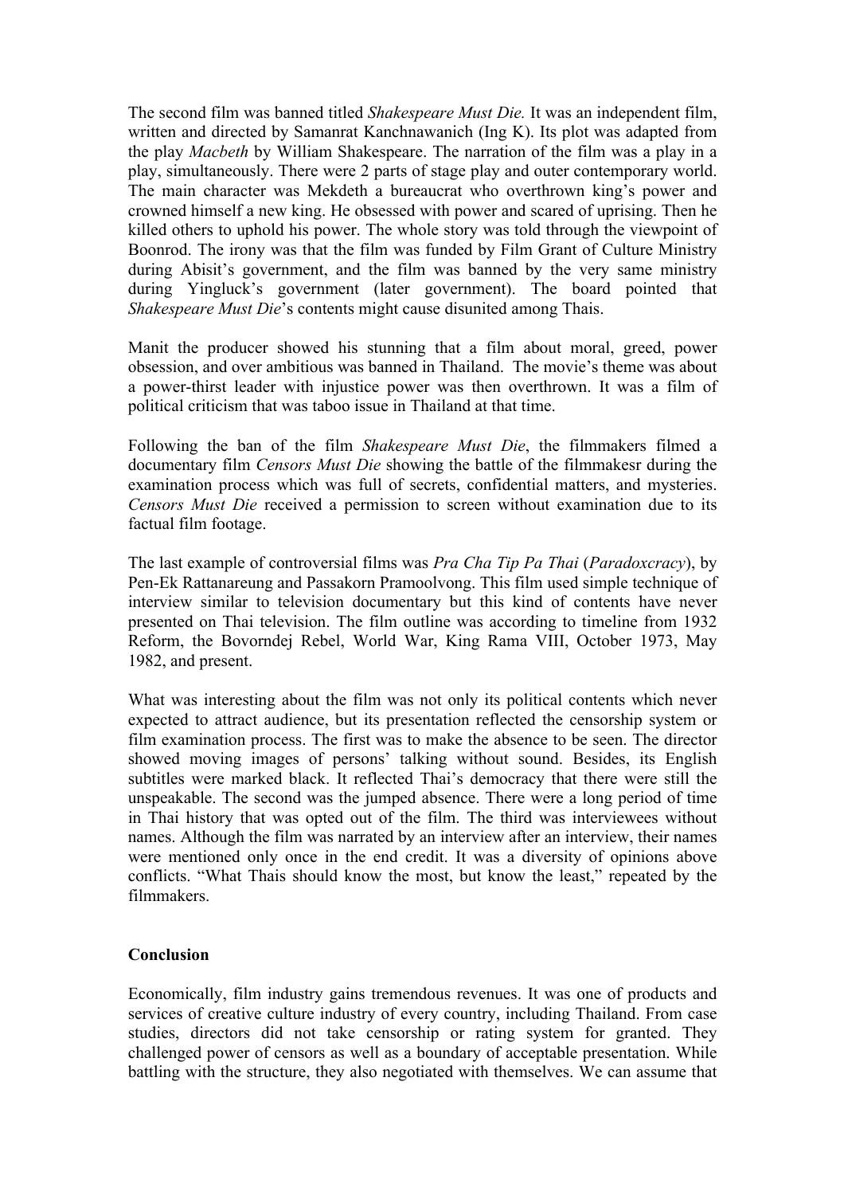The second film was banned titled *Shakespeare Must Die.* It was an independent film, written and directed by Samanrat Kanchnawanich (Ing K). Its plot was adapted from the play *Macbeth* by William Shakespeare. The narration of the film was a play in a play, simultaneously. There were 2 parts of stage play and outer contemporary world. The main character was Mekdeth a bureaucrat who overthrown king's power and crowned himself a new king. He obsessed with power and scared of uprising. Then he killed others to uphold his power. The whole story was told through the viewpoint of Boonrod. The irony was that the film was funded by Film Grant of Culture Ministry during Abisit's government, and the film was banned by the very same ministry during Yingluck's government (later government). The board pointed that *Shakespeare Must Die*'s contents might cause disunited among Thais.

Manit the producer showed his stunning that a film about moral, greed, power obsession, and over ambitious was banned in Thailand. The movie's theme was about a power-thirst leader with injustice power was then overthrown. It was a film of political criticism that was taboo issue in Thailand at that time.

Following the ban of the film *Shakespeare Must Die*, the filmmakers filmed a documentary film *Censors Must Die* showing the battle of the filmmakesr during the examination process which was full of secrets, confidential matters, and mysteries. *Censors Must Die* received a permission to screen without examination due to its factual film footage.

The last example of controversial films was *Pra Cha Tip Pa Thai* (*Paradoxcracy*), by Pen-Ek Rattanareung and Passakorn Pramoolvong. This film used simple technique of interview similar to television documentary but this kind of contents have never presented on Thai television. The film outline was according to timeline from 1932 Reform, the Bovorndej Rebel, World War, King Rama VIII, October 1973, May 1982, and present.

What was interesting about the film was not only its political contents which never expected to attract audience, but its presentation reflected the censorship system or film examination process. The first was to make the absence to be seen. The director showed moving images of persons' talking without sound. Besides, its English subtitles were marked black. It reflected Thai's democracy that there were still the unspeakable. The second was the jumped absence. There were a long period of time in Thai history that was opted out of the film. The third was interviewees without names. Although the film was narrated by an interview after an interview, their names were mentioned only once in the end credit. It was a diversity of opinions above conflicts. "What Thais should know the most, but know the least," repeated by the filmmakers.

**Conclusion**

Economically, film industry gains tremendous revenues. It was one of products and services of creative culture industry of every country, including Thailand. From case studies, directors did not take censorship or rating system for granted. They challenged power of censors as well as a boundary of acceptable presentation. While battling with the structure, they also negotiated with themselves. We can assume that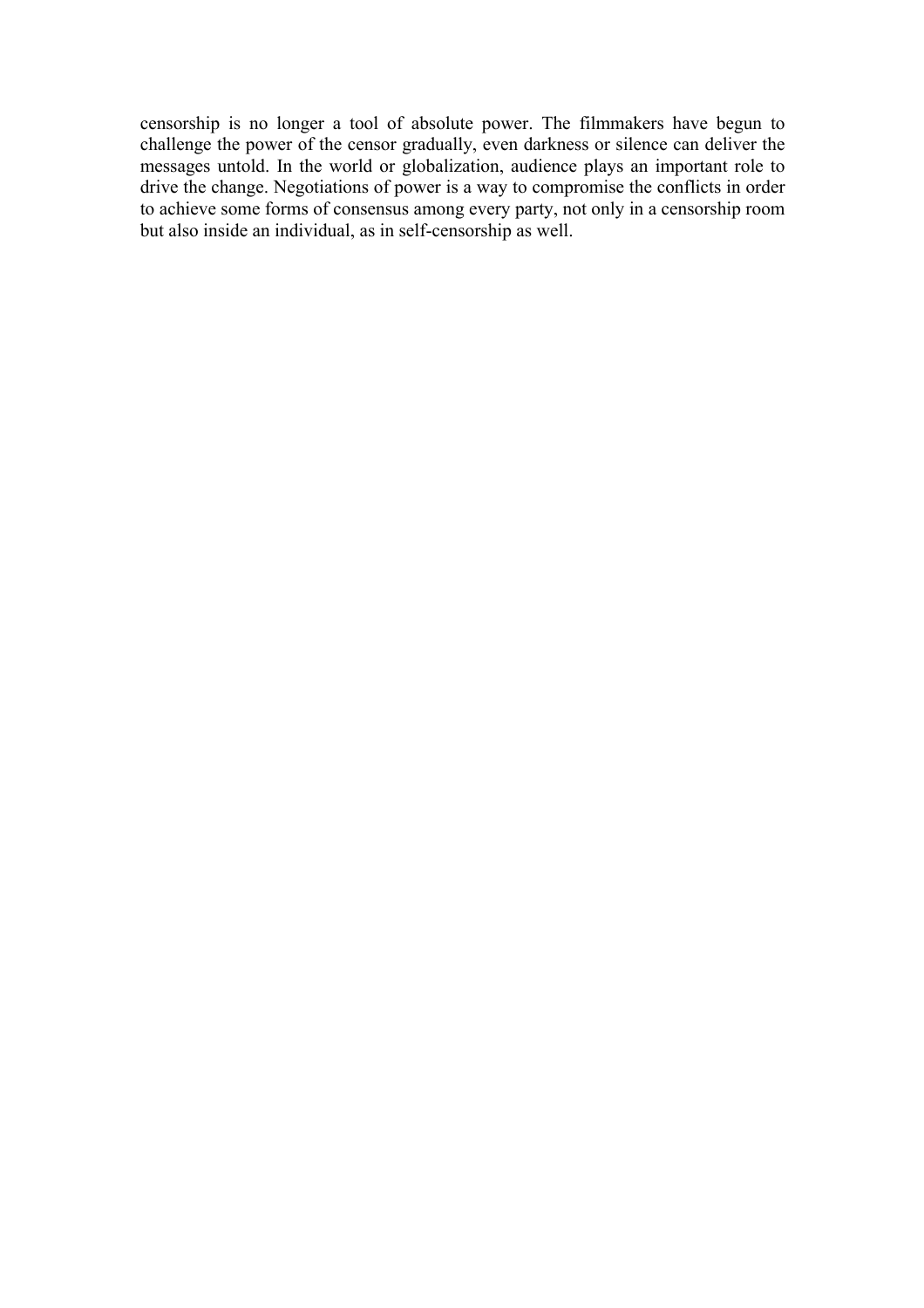censorship is no longer a tool of absolute power. The filmmakers have begun to challenge the power of the censor gradually, even darkness or silence can deliver the messages untold. In the world or globalization, audience plays an important role to drive the change. Negotiations of power is a way to compromise the conflicts in order to achieve some forms of consensus among every party, not only in a censorship room but also inside an individual, as in self-censorship as well.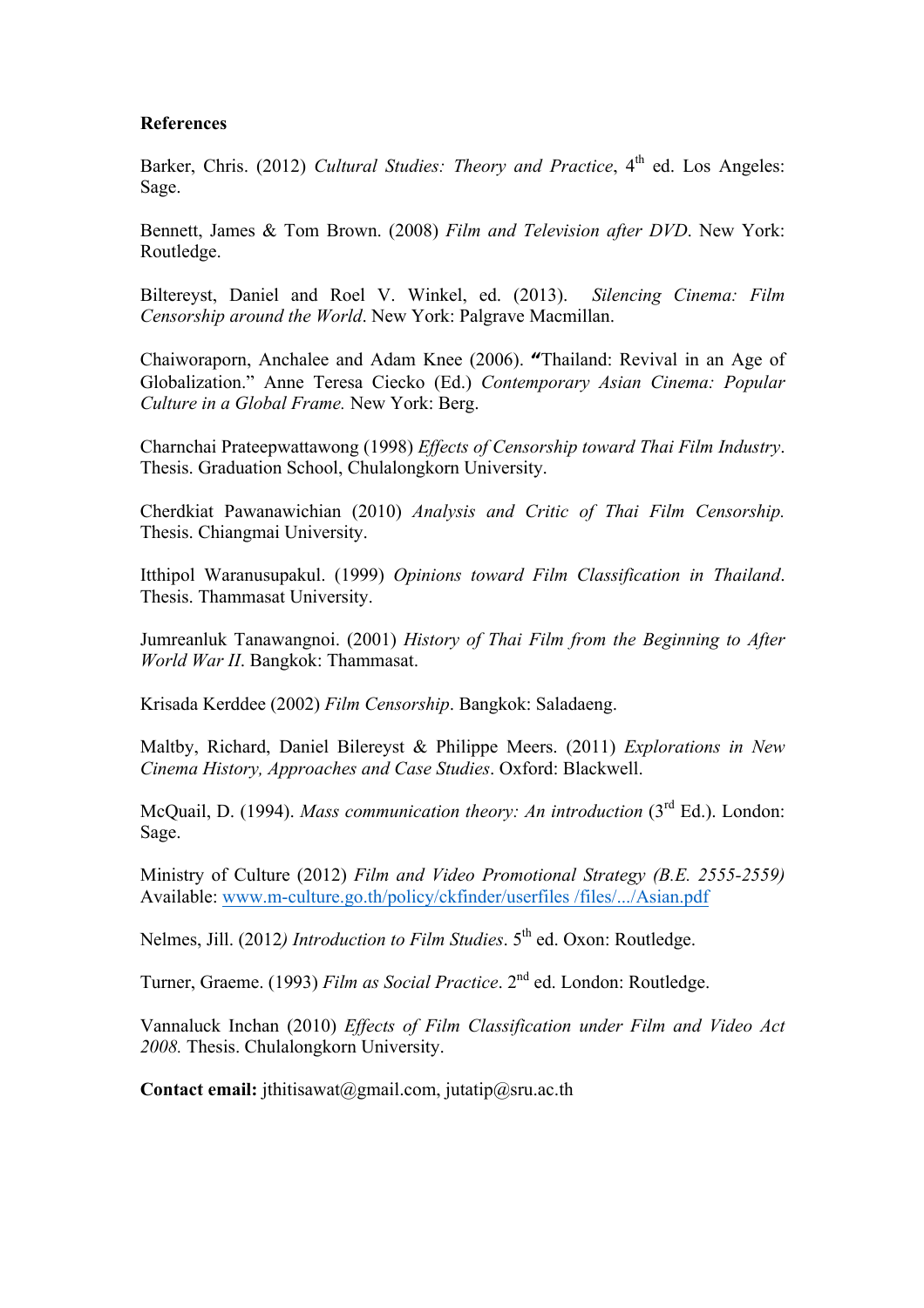**References**

Barker, Chris. (2012) *Cultural Studies: Theory and Practice*, 4th ed. Los Angeles: Sage.

Bennett, James & Tom Brown. (2008) *Film and Television after DVD*. New York: Routledge.

Biltereyst, Daniel and Roel V. Winkel, ed. (2013). *Silencing Cinema: Film Censorship around the World*. New York: Palgrave Macmillan.

Chaiworaporn, Anchalee and Adam Knee (2006). "Thailand: Revival in an Age of Globalization." Anne Teresa Ciecko (Ed.) *Contemporary Asian Cinema: Popular Culture in a Global Frame.* New York: Berg.

Charnchai Prateepwattawong (1998) *Effects of Censorship toward Thai Film Industry*. Thesis. Graduation School, Chulalongkorn University.

Cherdkiat Pawanawichian (2010) *Analysis and Critic of Thai Film Censorship.* Thesis. Chiangmai University.

Itthipol Waranusupakul. (1999) *Opinions toward Film Classification in Thailand*. Thesis. Thammasat University.

Jumreanluk Tanawangnoi. (2001) *History of Thai Film from the Beginning to After World War II*. Bangkok: Thammasat.

Krisada Kerddee (2002) *Film Censorship*. Bangkok: Saladaeng.

Maltby, Richard, Daniel Bilereyst & Philippe Meers. (2011) *Explorations in New Cinema History, Approaches and Case Studies*. Oxford: Blackwell.

McQuail, D. (1994). *Mass communication theory: An introduction* (3rd Ed.). London: Sage.

Ministry of Culture (2012) *Film and Video Promotional Strategy (B.E. 2555-2559)* Available: www.m-culture.go.th/policy/ckfinder/userfiles /files/.../Asian.pdf

Nelmes, Jill. (2012*) Introduction to Film Studies*. 5th ed. Oxon: Routledge.

Turner, Graeme. (1993) *Film as Social Practice*. 2nd ed. London: Routledge.

Vannaluck Inchan (2010) *Effects of Film Classification under Film and Video Act 2008.* Thesis. Chulalongkorn University.

**Contact email:** jthitisawat@gmail.com, jutatip@sru.ac.th